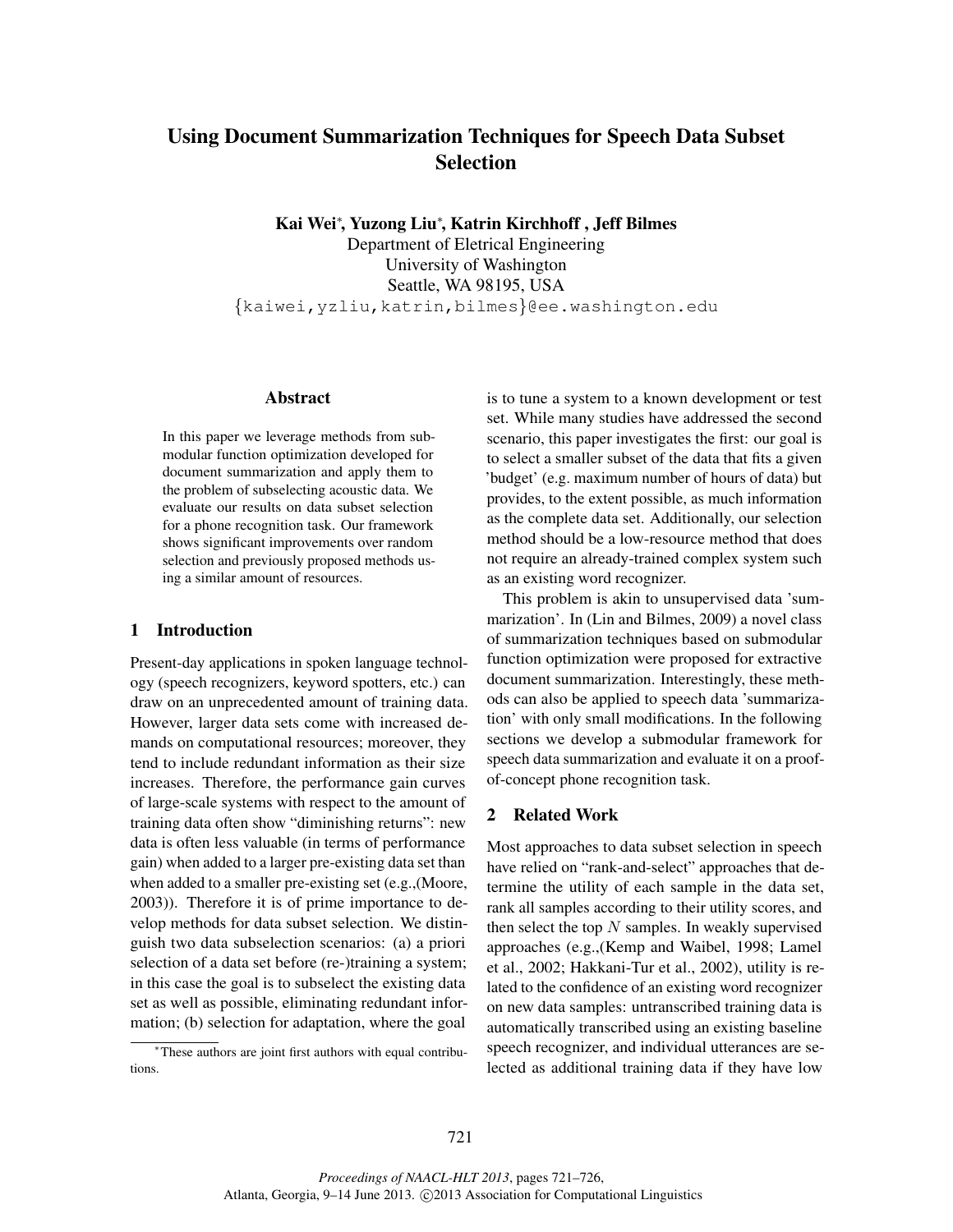# Using Document Summarization Techniques for Speech Data Subset Selection

**Kai Wei[*], Yuzong Liu[*], Katrin Kirchhoff , Jeff Bilmes**

Department of Eletrical Engineering
University of Washington
Seattle, WA 98195, USA
{kaiwei,yzliu,katrin,bilmes}@ee.washington.edu

## Abstract

In this paper we leverage methods from submodular function optimization developed for document summarization and apply them to the problem of subselecting acoustic data. We evaluate our results on data subset selection for a phone recognition task. Our framework shows significant improvements over random selection and previously proposed methods using a similar amount of resources.

## 1 Introduction

Present-day applications in spoken language technology (speech recognizers, keyword spotters, etc.) can draw on an unprecedented amount of training data. However, larger data sets come with increased demands on computational resources; moreover, they tend to include redundant information as their size increases. Therefore, the performance gain curves of large-scale systems with respect to the amount of training data often show "diminishing returns": new data is often less valuable (in terms of performance gain) when added to a larger pre-existing data set than when added to a smaller pre-existing set (e.g.,(Moore, 2003)). Therefore it is of prime importance to develop methods for data subset selection. We distinguish two data subselection scenarios: (a) a priori selection of a data set before (re-)training a system; in this case the goal is to subselect the existing data set as well as possible, eliminating redundant information; (b) selection for adaptation, where the goal is to tune a system to a known development or test set. While many studies have addressed the second scenario, this paper investigates the first: our goal is to select a smaller subset of the data that fits a given 'budget' (e.g. maximum number of hours of data) but provides, to the extent possible, as much information as the complete data set. Additionally, our selection method should be a low-resource method that does not require an already-trained complex system such as an existing word recognizer.

This problem is akin to unsupervised data 'summarization'. In (Lin and Bilmes, 2009) a novel class of summarization techniques based on submodular function optimization were proposed for extractive document summarization. Interestingly, these methods can also be applied to speech data 'summarization' with only small modifications. In the following sections we develop a submodular framework for speech data summarization and evaluate it on a proof-of-concept phone recognition task.

## 2 Related Work

Most approaches to data subset selection in speech have relied on "rank-and-select" approaches that determine the utility of each sample in the data set, rank all samples according to their utility scores, and then select the top $N$ samples. In weakly supervised approaches (e.g.,(Kemp and Waibel, 1998; Lamel et al., 2002; Hakkani-Tur et al., 2002), utility is related to the confidence of an existing word recognizer on new data samples: untranscribed training data is automatically transcribed using an existing baseline speech recognizer, and individual utterances are selected as additional training data if they have low

[*] These authors are joint first authors with equal contributions.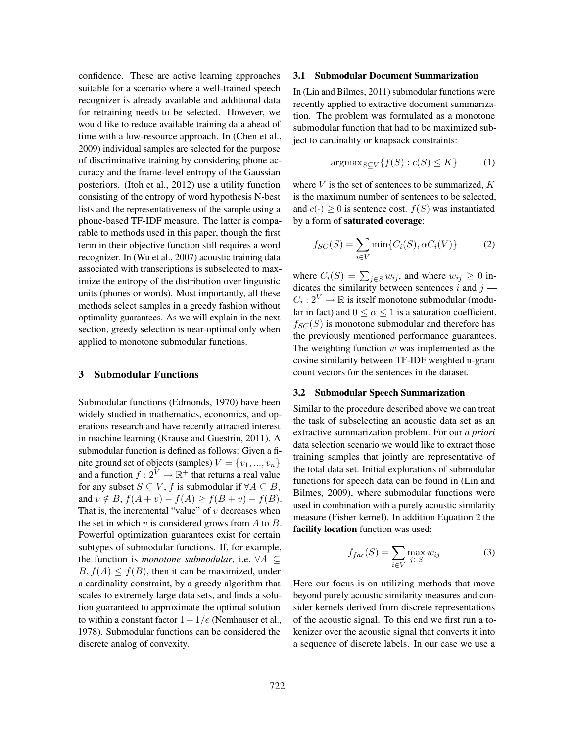confidence. These are active learning approaches suitable for a scenario where a well-trained speech recognizer is already available and additional data for retraining needs to be selected. However, we would like to reduce available training data ahead of time with a low-resource approach. In (Chen et al., 2009) individual samples are selected for the purpose of discriminative training by considering phone accuracy and the frame-level entropy of the Gaussian posteriors. (Itoh et al., 2012) use a utility function consisting of the entropy of word hypothesis N-best lists and the representativeness of the sample using a phone-based TF-IDF measure. The latter is comparable to methods used in this paper, though the first term in their objective function still requires a word recognizer. In (Wu et al., 2007) acoustic training data associated with transcriptions is subselected to maximize the entropy of the distribution over linguistic units (phones or words). Most importantly, all these methods select samples in a greedy fashion without optimality guarantees. As we will explain in the next section, greedy selection is near-optimal only when applied to monotone submodular functions.

## 3 Submodular Functions

Submodular functions (Edmonds, 1970) have been widely studied in mathematics, economics, and operations research and have recently attracted interest in machine learning (Krause and Guestrin, 2011). A submodular function is defined as follows: Given a finite ground set of objects (samples) $V = \{v_1, ..., v_n\}$ and a function $f : 2^V \rightarrow \mathbb{R}^+$ that returns a real value for any subset $S \subseteq V$, $f$ is submodular if $\forall A \subseteq B$, and $v \notin B$, $f(A + v) - f(A) \geq f(B + v) - f(B)$. That is, the incremental "value" of $v$ decreases when the set in which $v$ is considered grows from $A$ to $B$. Powerful optimization guarantees exist for certain subtypes of submodular functions. If, for example, the function is *monotone submodular*, i.e. $\forall A \subseteq B, f(A) \leq f(B)$, then it can be maximized, under a cardinality constraint, by a greedy algorithm that scales to extremely large data sets, and finds a solution guaranteed to approximate the optimal solution to within a constant factor $1 - 1/e$ (Nemhauser et al., 1978). Submodular functions can be considered the discrete analog of convexity.

### 3.1 Submodular Document Summarization

In (Lin and Bilmes, 2011) submodular functions were recently applied to extractive document summarization. The problem was formulated as a monotone submodular function that had to be maximized subject to cardinality or knapsack constraints:

$$\text{argmax}_{S \subseteq V}\{f(S) : c(S) \leq K\} \qquad (1)$$

where $V$ is the set of sentences to be summarized, $K$ is the maximum number of sentences to be selected, and $c(\cdot) \geq 0$ is sentence cost. $f(S)$ was instantiated by a form of **saturated coverage**:

$$f_{SC}(S) = \sum_{i \in V} \min\{C_i(S), \alpha C_i(V)\} \qquad (2)$$

where $C_i(S) = \sum_{j \in S} w_{ij}$, and where $w_{ij} \geq 0$ indicates the similarity between sentences $i$ and $j$ — $C_i : 2^V \rightarrow \mathbb{R}$ is itself monotone submodular (modular in fact) and $0 \leq \alpha \leq 1$ is a saturation coefficient. $f_{SC}(S)$ is monotone submodular and therefore has the previously mentioned performance guarantees. The weighting function $w$ was implemented as the cosine similarity between TF-IDF weighted n-gram count vectors for the sentences in the dataset.

### 3.2 Submodular Speech Summarization

Similar to the procedure described above we can treat the task of subselecting an acoustic data set as an extractive summarization problem. For our *a priori* data selection scenario we would like to extract those training samples that jointly are representative of the total data set. Initial explorations of submodular functions for speech data can be found in (Lin and Bilmes, 2009), where submodular functions were used in combination with a purely acoustic similarity measure (Fisher kernel). In addition Equation 2 the **facility location** function was used:

$$f_{fac}(S) = \sum_{i \in V} \max_{j \in S} w_{ij} \qquad (3)$$

Here our focus is on utilizing methods that move beyond purely acoustic similarity measures and consider kernels derived from discrete representations of the acoustic signal. To this end we first run a tokenizer over the acoustic signal that converts it into a sequence of discrete labels. In our case we use a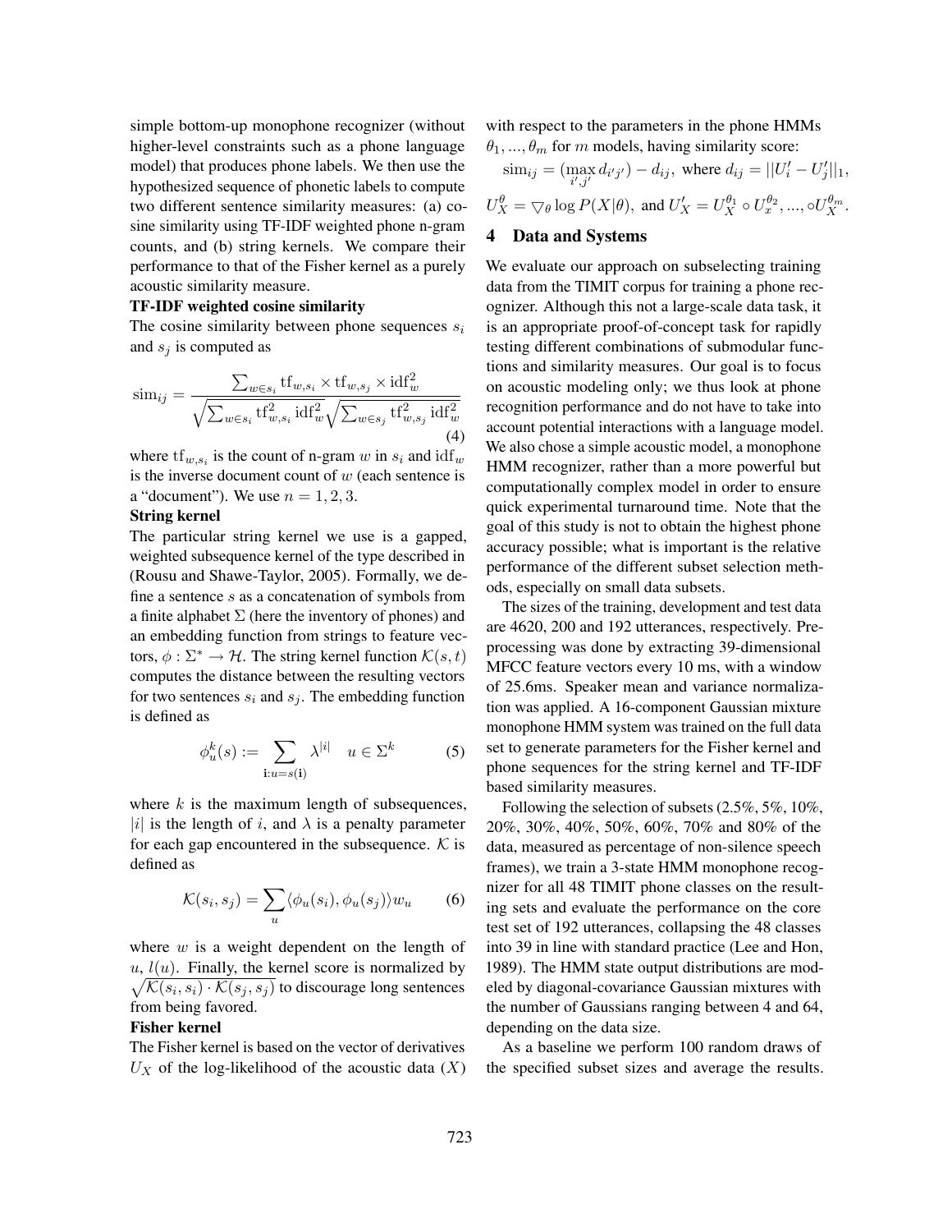simple bottom-up monophone recognizer (without higher-level constraints such as a phone language model) that produces phone labels. We then use the hypothesized sequence of phonetic labels to compute two different sentence similarity measures: (a) cosine similarity using TF-IDF weighted phone n-gram counts, and (b) string kernels. We compare their performance to that of the Fisher kernel as a purely acoustic similarity measure.

**TF-IDF weighted cosine similarity**

The cosine similarity between phone sequences $s_i$ and $s_j$ is computed as

$$\text{sim}_{ij} = \frac{\sum_{w \in s_i} \text{tf}_{w,s_i} \times \text{tf}_{w,s_j} \times \text{idf}_w^2}{\sqrt{\sum_{w \in s_i} \text{tf}_{w,s_i}^2 \, \text{idf}_w^2} \sqrt{\sum_{w \in s_j} \text{tf}_{w,s_j}^2 \, \text{idf}_w^2}} \quad (4)$$

where $\text{tf}_{w,s_i}$ is the count of n-gram $w$ in $s_i$ and $\text{idf}_w$ is the inverse document count of $w$ (each sentence is a "document"). We use $n = 1, 2, 3$.

**String kernel**

The particular string kernel we use is a gapped, weighted subsequence kernel of the type described in (Rousu and Shawe-Taylor, 2005). Formally, we define a sentence $s$ as a concatenation of symbols from a finite alphabet $\Sigma$ (here the inventory of phones) and an embedding function from strings to feature vectors, $\phi : \Sigma^* \rightarrow \mathcal{H}$. The string kernel function $\mathcal{K}(s, t)$ computes the distance between the resulting vectors for two sentences $s_i$ and $s_j$. The embedding function is defined as

$$\phi_u^k(s) := \sum_{\mathbf{i}: u = s(\mathbf{i})} \lambda^{|i|} \quad u \in \Sigma^k \quad (5)$$

where $k$ is the maximum length of subsequences, $|i|$ is the length of $i$, and $\lambda$ is a penalty parameter for each gap encountered in the subsequence. $\mathcal{K}$ is defined as

$$\mathcal{K}(s_i, s_j) = \sum_u \langle \phi_u(s_i), \phi_u(s_j) \rangle w_u \quad (6)$$

where $w$ is a weight dependent on the length of $u$, $l(u)$. Finally, the kernel score is normalized by $\sqrt{\mathcal{K}(s_i, s_i) \cdot \mathcal{K}(s_j, s_j)}$ to discourage long sentences from being favored.

**Fisher kernel**

The Fisher kernel is based on the vector of derivatives $U_X$ of the log-likelihood of the acoustic data ($X$) with respect to the parameters in the phone HMMs $\theta_1, ..., \theta_m$ for $m$ models, having similarity score:

$$\text{sim}_{ij} = (\max_{i',j'} d_{i'j'}) - d_{ij}, \text{ where } d_{ij} = ||U_i' - U_j'||_1,$$

$$U_X^\theta = \triangledown_\theta \log P(X|\theta), \text{ and } U_X' = U_X^{\theta_1} \circ U_x^{\theta_2}, ..., \circ U_X^{\theta_m}.$$

## 4 Data and Systems

We evaluate our approach on subselecting training data from the TIMIT corpus for training a phone recognizer. Although this not a large-scale data task, it is an appropriate proof-of-concept task for rapidly testing different combinations of submodular functions and similarity measures. Our goal is to focus on acoustic modeling only; we thus look at phone recognition performance and do not have to take into account potential interactions with a language model. We also chose a simple acoustic model, a monophone HMM recognizer, rather than a more powerful but computationally complex model in order to ensure quick experimental turnaround time. Note that the goal of this study is not to obtain the highest phone accuracy possible; what is important is the relative performance of the different subset selection methods, especially on small data subsets.

The sizes of the training, development and test data are 4620, 200 and 192 utterances, respectively. Preprocessing was done by extracting 39-dimensional MFCC feature vectors every 10 ms, with a window of 25.6ms. Speaker mean and variance normalization was applied. A 16-component Gaussian mixture monophone HMM system was trained on the full data set to generate parameters for the Fisher kernel and phone sequences for the string kernel and TF-IDF based similarity measures.

Following the selection of subsets (2.5%, 5%, 10%, 20%, 30%, 40%, 50%, 60%, 70% and 80% of the data, measured as percentage of non-silence speech frames), we train a 3-state HMM monophone recognizer for all 48 TIMIT phone classes on the resulting sets and evaluate the performance on the core test set of 192 utterances, collapsing the 48 classes into 39 in line with standard practice (Lee and Hon, 1989). The HMM state output distributions are modeled by diagonal-covariance Gaussian mixtures with the number of Gaussians ranging between 4 and 64, depending on the data size.

As a baseline we perform 100 random draws of the specified subset sizes and average the results.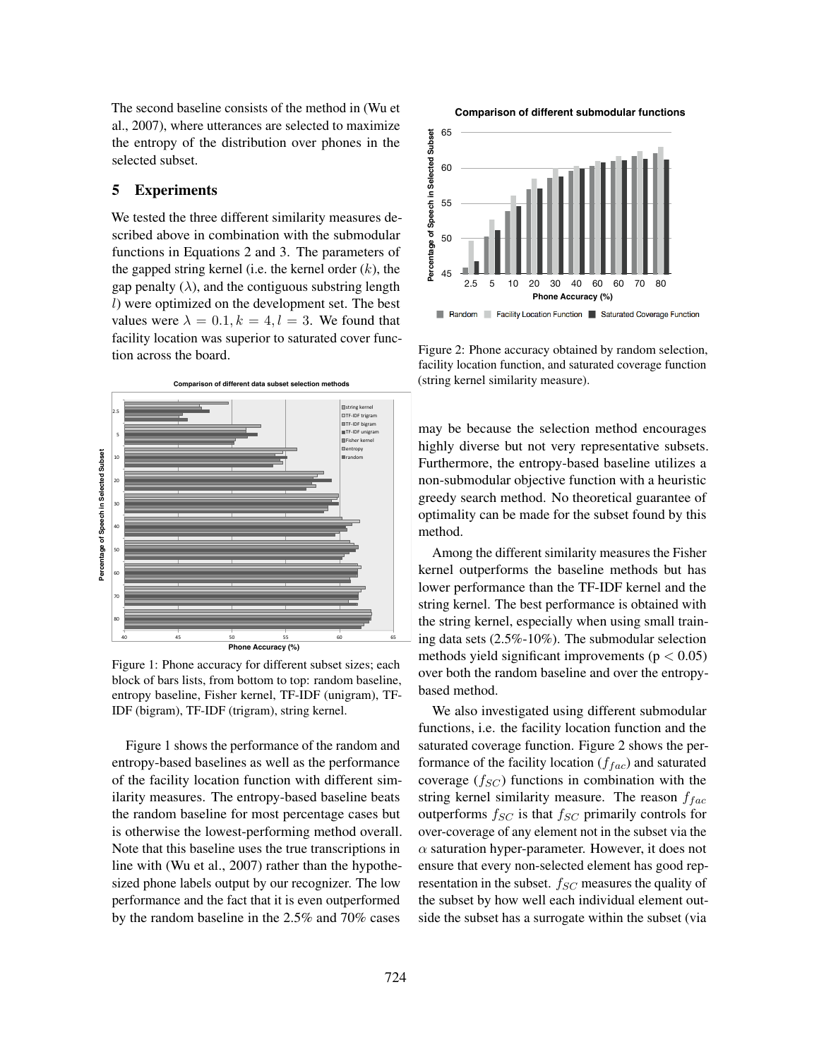The second baseline consists of the method in (Wu et al., 2007), where utterances are selected to maximize the entropy of the distribution over phones in the selected subset.

## 5 Experiments

We tested the three different similarity measures described above in combination with the submodular functions in Equations 2 and 3. The parameters of the gapped string kernel (i.e. the kernel order ($k$), the gap penalty ($\lambda$), and the contiguous substring length $l$) were optimized on the development set. The best values were $\lambda = 0.1, k = 4, l = 3$. We found that facility location was superior to saturated cover function across the board.

Figure 1: Phone accuracy for different subset sizes; each block of bars lists, from bottom to top: random baseline, entropy baseline, Fisher kernel, TF-IDF (unigram), TF-IDF (bigram), TF-IDF (trigram), string kernel.

Figure 1 shows the performance of the random and entropy-based baselines as well as the performance of the facility location function with different similarity measures. The entropy-based baseline beats the random baseline for most percentage cases but is otherwise the lowest-performing method overall. Note that this baseline uses the true transcriptions in line with (Wu et al., 2007) rather than the hypothesized phone labels output by our recognizer. The low performance and the fact that it is even outperformed by the random baseline in the 2.5% and 70% cases may be because the selection method encourages highly diverse but not very representative subsets. Furthermore, the entropy-based baseline utilizes a non-submodular objective function with a heuristic greedy search method. No theoretical guarantee of optimality can be made for the subset found by this method.

Among the different similarity measures the Fisher kernel outperforms the baseline methods but has lower performance than the TF-IDF kernel and the string kernel. The best performance is obtained with the string kernel, especially when using small training data sets (2.5%-10%). The submodular selection methods yield significant improvements ($p < 0.05$) over both the random baseline and over the entropy-based method.

Figure 2: Phone accuracy obtained by random selection, facility location function, and saturated coverage function (string kernel similarity measure).

We also investigated using different submodular functions, i.e. the facility location function and the saturated coverage function. Figure 2 shows the performance of the facility location ($f_{fac}$) and saturated coverage ($f_{SC}$) functions in combination with the string kernel similarity measure. The reason $f_{fac}$ outperforms $f_{SC}$ is that $f_{SC}$ primarily controls for over-coverage of any element not in the subset via the $\alpha$ saturation hyper-parameter. However, it does not ensure that every non-selected element has good representation in the subset. $f_{SC}$ measures the quality of the subset by how well each individual element outside the subset has a surrogate within the subset (via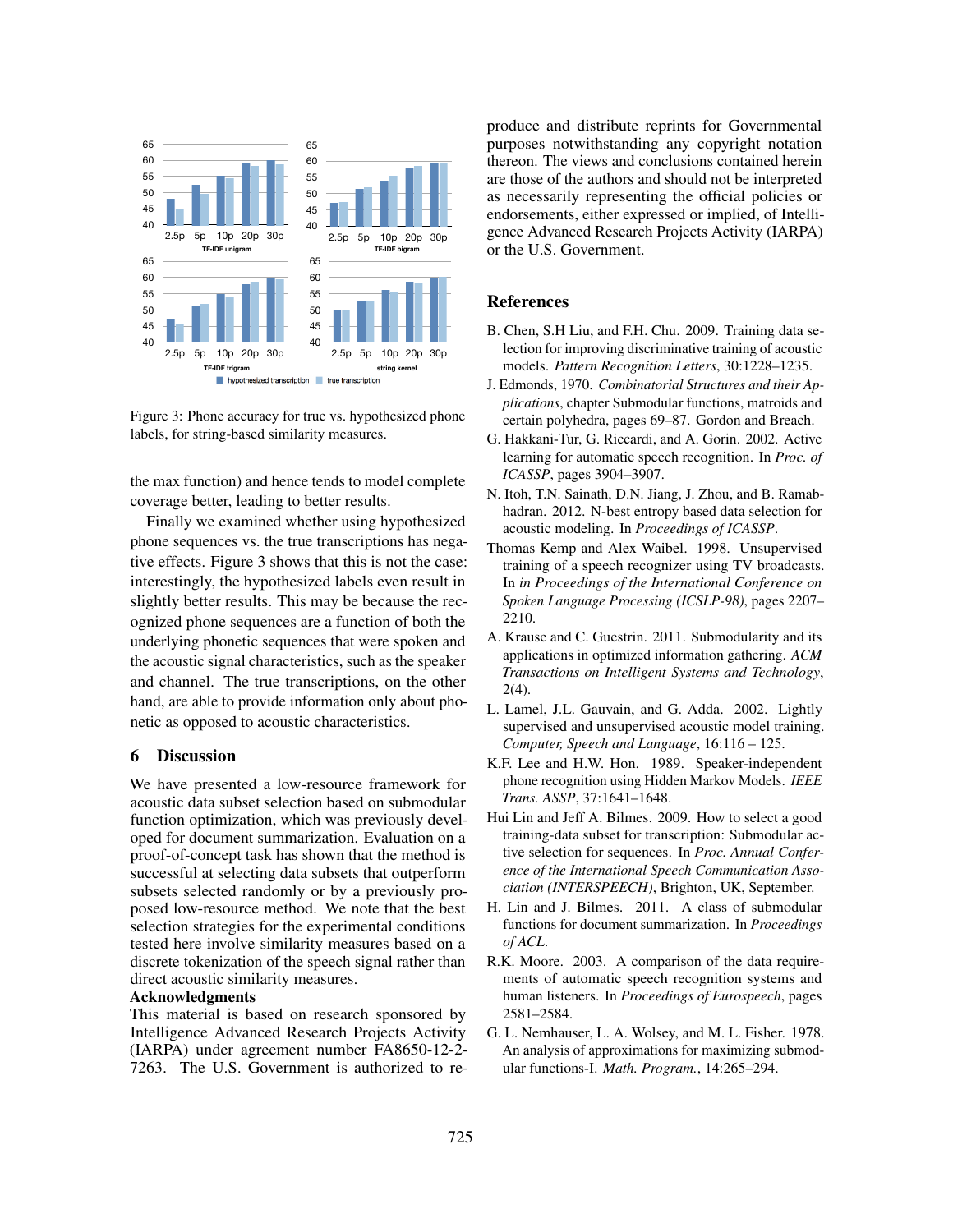Figure 3: Phone accuracy for true vs. hypothesized phone labels, for string-based similarity measures.

the max function) and hence tends to model complete coverage better, leading to better results.

Finally we examined whether using hypothesized phone sequences vs. the true transcriptions has negative effects. Figure 3 shows that this is not the case: interestingly, the hypothesized labels even result in slightly better results. This may be because the recognized phone sequences are a function of both the underlying phonetic sequences that were spoken and the acoustic signal characteristics, such as the speaker and channel. The true transcriptions, on the other hand, are able to provide information only about phonetic as opposed to acoustic characteristics.

## 6 Discussion

We have presented a low-resource framework for acoustic data subset selection based on submodular function optimization, which was previously developed for document summarization. Evaluation on a proof-of-concept task has shown that the method is successful at selecting data subsets that outperform subsets selected randomly or by a previously proposed low-resource method. We note that the best selection strategies for the experimental conditions tested here involve similarity measures based on a discrete tokenization of the speech signal rather than direct acoustic similarity measures.

**Acknowledgments**

This material is based on research sponsored by Intelligence Advanced Research Projects Activity (IARPA) under agreement number FA8650-12-2-7263. The U.S. Government is authorized to reproduce and distribute reprints for Governmental purposes notwithstanding any copyright notation thereon. The views and conclusions contained herein are those of the authors and should not be interpreted as necessarily representing the official policies or endorsements, either expressed or implied, of Intelligence Advanced Research Projects Activity (IARPA) or the U.S. Government.

## References

B. Chen, S.H Liu, and F.H. Chu. 2009. Training data selection for improving discriminative training of acoustic models. *Pattern Recognition Letters*, 30:1228–1235.

J. Edmonds, 1970. *Combinatorial Structures and their Applications*, chapter Submodular functions, matroids and certain polyhedra, pages 69–87. Gordon and Breach.

G. Hakkani-Tur, G. Riccardi, and A. Gorin. 2002. Active learning for automatic speech recognition. In *Proc. of ICASSP*, pages 3904–3907.

N. Itoh, T.N. Sainath, D.N. Jiang, J. Zhou, and B. Ramabhadran. 2012. N-best entropy based data selection for acoustic modeling. In *Proceedings of ICASSP*.

Thomas Kemp and Alex Waibel. 1998. Unsupervised training of a speech recognizer using TV broadcasts. In *in Proceedings of the International Conference on Spoken Language Processing (ICSLP-98)*, pages 2207–2210.

A. Krause and C. Guestrin. 2011. Submodularity and its applications in optimized information gathering. *ACM Transactions on Intelligent Systems and Technology*, 2(4).

L. Lamel, J.L. Gauvain, and G. Adda. 2002. Lightly supervised and unsupervised acoustic model training. *Computer, Speech and Language*, 16:116 – 125.

K.F. Lee and H.W. Hon. 1989. Speaker-independent phone recognition using Hidden Markov Models. *IEEE Trans. ASSP*, 37:1641–1648.

Hui Lin and Jeff A. Bilmes. 2009. How to select a good training-data subset for transcription: Submodular active selection for sequences. In *Proc. Annual Conference of the International Speech Communication Association (INTERSPEECH)*, Brighton, UK, September.

H. Lin and J. Bilmes. 2011. A class of submodular functions for document summarization. In *Proceedings of ACL*.

R.K. Moore. 2003. A comparison of the data requirements of automatic speech recognition systems and human listeners. In *Proceedings of Eurospeech*, pages 2581–2584.

G. L. Nemhauser, L. A. Wolsey, and M. L. Fisher. 1978. An analysis of approximations for maximizing submodular functions-I. *Math. Program.*, 14:265–294.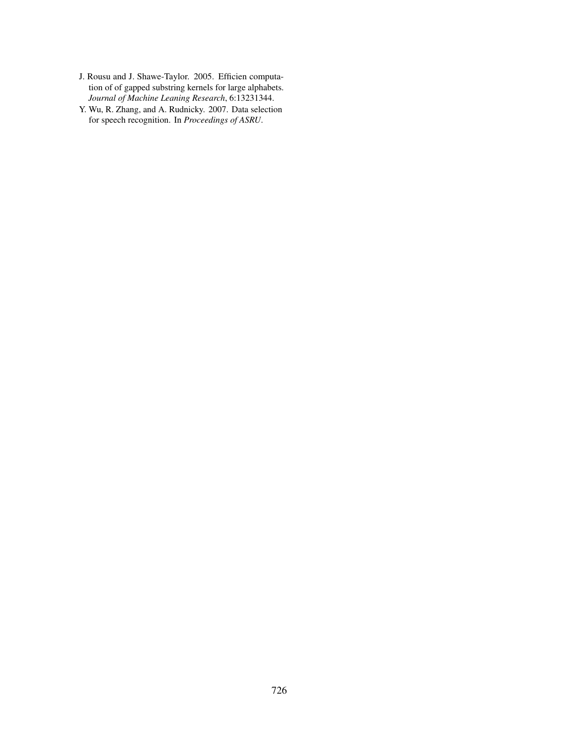J. Rousu and J. Shawe-Taylor. 2005. Efficien computation of of gapped substring kernels for large alphabets. *Journal of Machine Leaning Research*, 6:13231344.

Y. Wu, R. Zhang, and A. Rudnicky. 2007. Data selection for speech recognition. In *Proceedings of ASRU*.